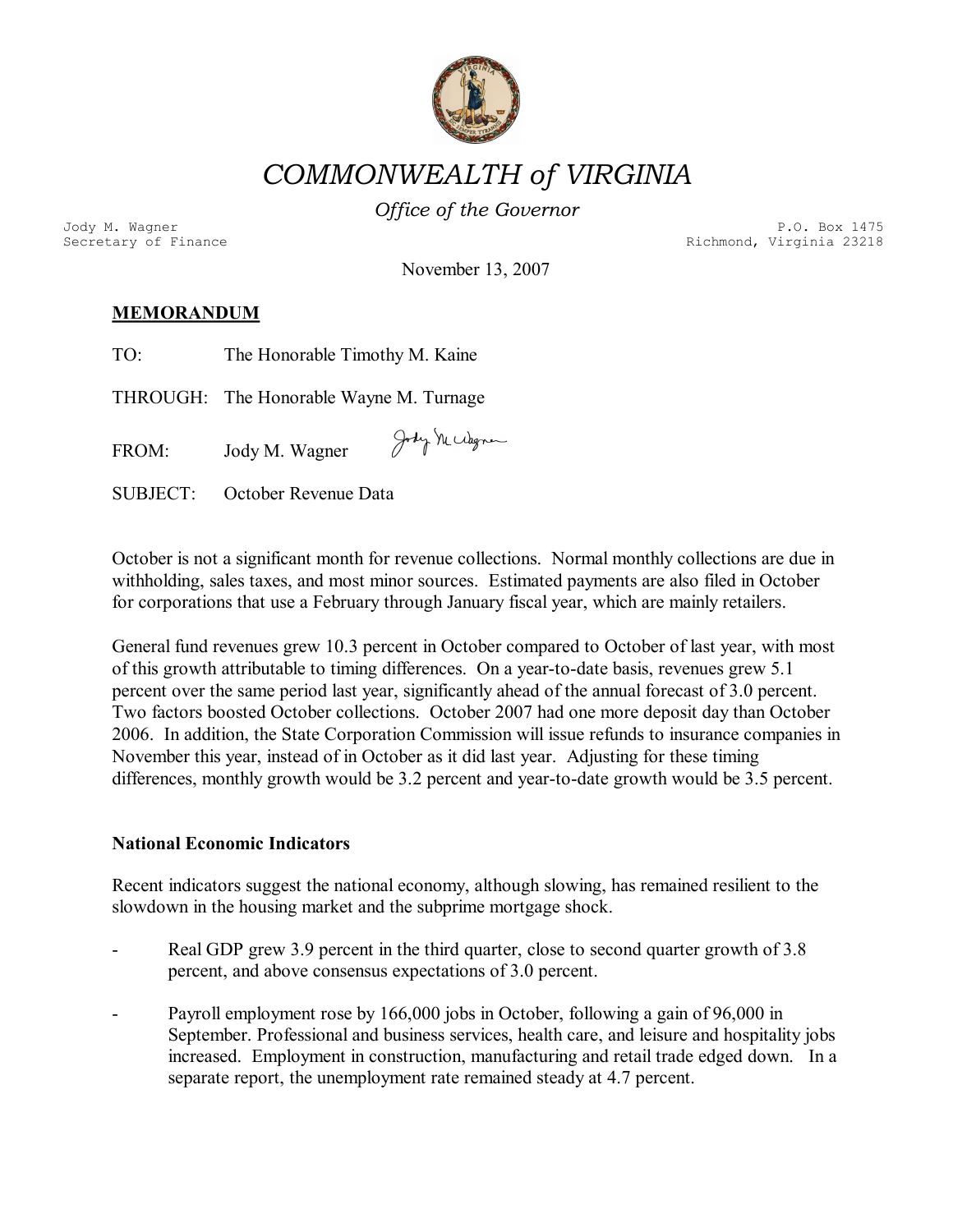# *COMMONWEALTH of VIRGINIA*

*Office of the Governor*

Jody M. Wagner
Secretary of Finance

P.O. Box 1475
Richmond, Virginia 23218

November 13, 2007

**MEMORANDUM**

TO: The Honorable Timothy M. Kaine

THROUGH: The Honorable Wayne M. Turnage

FROM: Jody M. Wagner

SUBJECT: October Revenue Data

October is not a significant month for revenue collections. Normal monthly collections are due in withholding, sales taxes, and most minor sources. Estimated payments are also filed in October for corporations that use a February through January fiscal year, which are mainly retailers.

General fund revenues grew 10.3 percent in October compared to October of last year, with most of this growth attributable to timing differences. On a year-to-date basis, revenues grew 5.1 percent over the same period last year, significantly ahead of the annual forecast of 3.0 percent. Two factors boosted October collections. October 2007 had one more deposit day than October 2006. In addition, the State Corporation Commission will issue refunds to insurance companies in November this year, instead of in October as it did last year. Adjusting for these timing differences, monthly growth would be 3.2 percent and year-to-date growth would be 3.5 percent.

**National Economic Indicators**

Recent indicators suggest the national economy, although slowing, has remained resilient to the slowdown in the housing market and the subprime mortgage shock.

- Real GDP grew 3.9 percent in the third quarter, close to second quarter growth of 3.8 percent, and above consensus expectations of 3.0 percent.
- Payroll employment rose by 166,000 jobs in October, following a gain of 96,000 in September. Professional and business services, health care, and leisure and hospitality jobs increased. Employment in construction, manufacturing and retail trade edged down. In a separate report, the unemployment rate remained steady at 4.7 percent.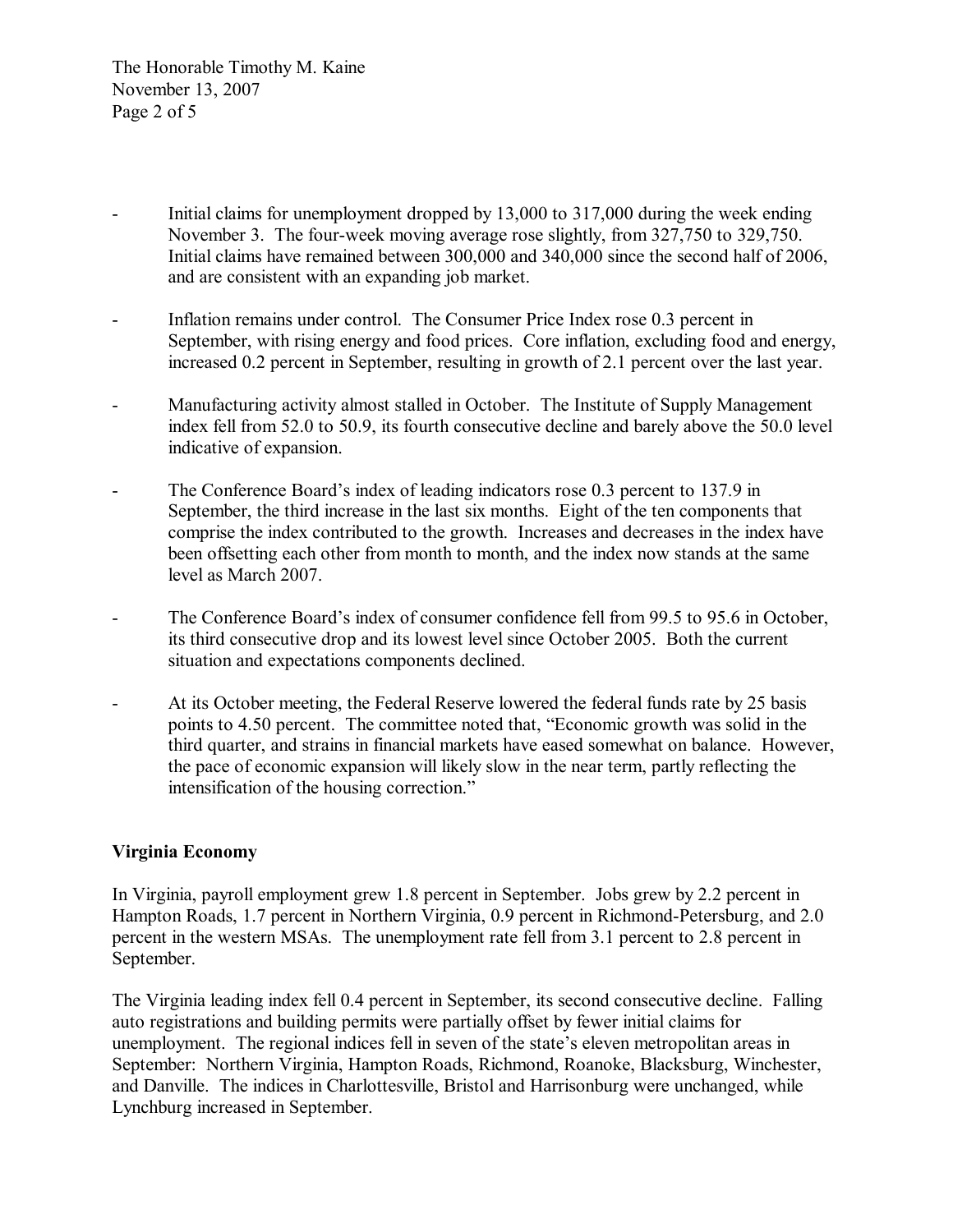- Initial claims for unemployment dropped by 13,000 to 317,000 during the week ending November 3. The four-week moving average rose slightly, from 327,750 to 329,750. Initial claims have remained between 300,000 and 340,000 since the second half of 2006, and are consistent with an expanding job market.

- Inflation remains under control. The Consumer Price Index rose 0.3 percent in September, with rising energy and food prices. Core inflation, excluding food and energy, increased 0.2 percent in September, resulting in growth of 2.1 percent over the last year.

- Manufacturing activity almost stalled in October. The Institute of Supply Management index fell from 52.0 to 50.9, its fourth consecutive decline and barely above the 50.0 level indicative of expansion.

- The Conference Board's index of leading indicators rose 0.3 percent to 137.9 in September, the third increase in the last six months. Eight of the ten components that comprise the index contributed to the growth. Increases and decreases in the index have been offsetting each other from month to month, and the index now stands at the same level as March 2007.

- The Conference Board's index of consumer confidence fell from 99.5 to 95.6 in October, its third consecutive drop and its lowest level since October 2005. Both the current situation and expectations components declined.

- At its October meeting, the Federal Reserve lowered the federal funds rate by 25 basis points to 4.50 percent. The committee noted that, "Economic growth was solid in the third quarter, and strains in financial markets have eased somewhat on balance. However, the pace of economic expansion will likely slow in the near term, partly reflecting the intensification of the housing correction."

**Virginia Economy**

In Virginia, payroll employment grew 1.8 percent in September. Jobs grew by 2.2 percent in Hampton Roads, 1.7 percent in Northern Virginia, 0.9 percent in Richmond-Petersburg, and 2.0 percent in the western MSAs. The unemployment rate fell from 3.1 percent to 2.8 percent in September.

The Virginia leading index fell 0.4 percent in September, its second consecutive decline. Falling auto registrations and building permits were partially offset by fewer initial claims for unemployment. The regional indices fell in seven of the state's eleven metropolitan areas in September: Northern Virginia, Hampton Roads, Richmond, Roanoke, Blacksburg, Winchester, and Danville. The indices in Charlottesville, Bristol and Harrisonburg were unchanged, while Lynchburg increased in September.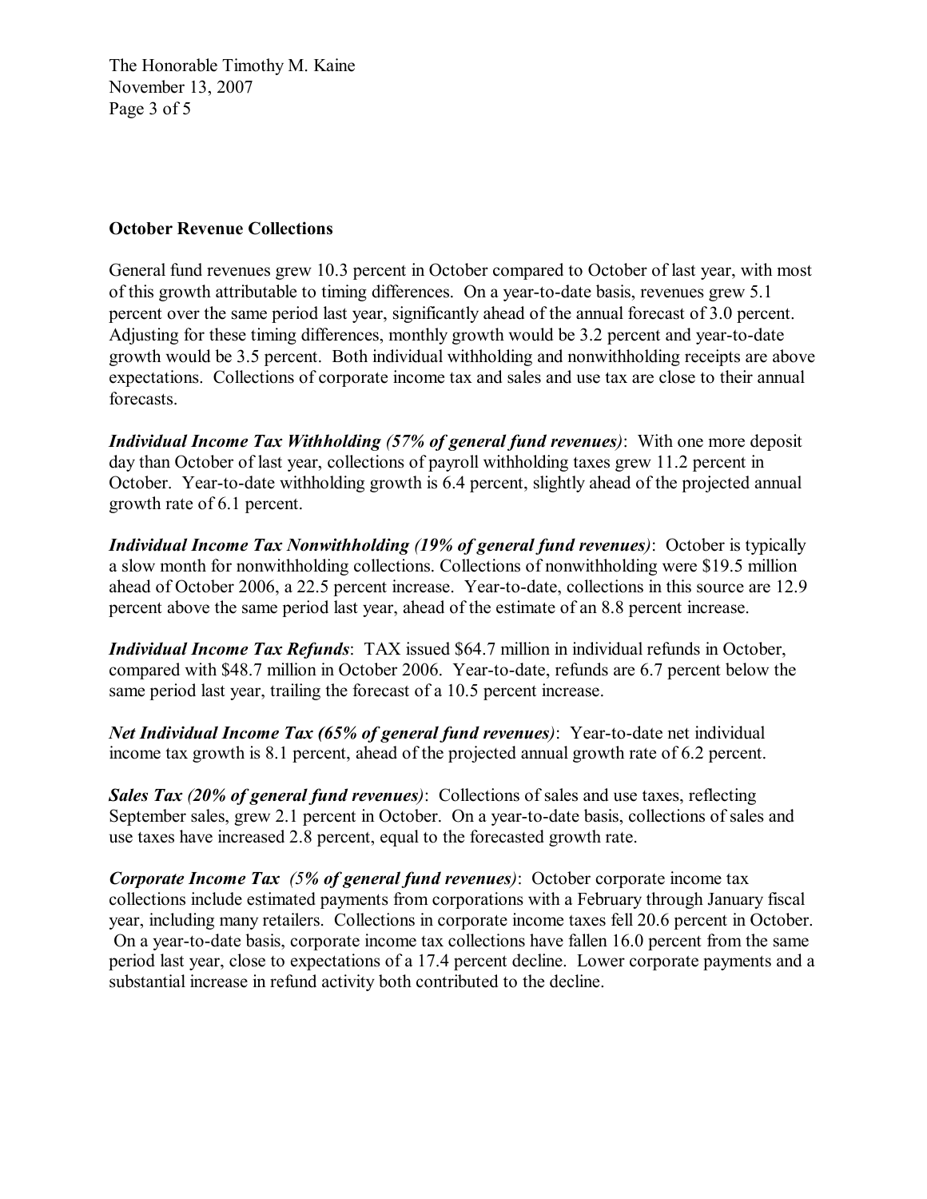**October Revenue Collections**

General fund revenues grew 10.3 percent in October compared to October of last year, with most of this growth attributable to timing differences. On a year-to-date basis, revenues grew 5.1 percent over the same period last year, significantly ahead of the annual forecast of 3.0 percent. Adjusting for these timing differences, monthly growth would be 3.2 percent and year-to-date growth would be 3.5 percent. Both individual withholding and nonwithholding receipts are above expectations. Collections of corporate income tax and sales and use tax are close to their annual forecasts.

***Individual Income Tax Withholding (57% of general fund revenues)***: With one more deposit day than October of last year, collections of payroll withholding taxes grew 11.2 percent in October. Year-to-date withholding growth is 6.4 percent, slightly ahead of the projected annual growth rate of 6.1 percent.

***Individual Income Tax Nonwithholding (19% of general fund revenues)***: October is typically a slow month for nonwithholding collections. Collections of nonwithholding were $19.5 million ahead of October 2006, a 22.5 percent increase. Year-to-date, collections in this source are 12.9 percent above the same period last year, ahead of the estimate of an 8.8 percent increase.

***Individual Income Tax Refunds***: TAX issued $64.7 million in individual refunds in October, compared with $48.7 million in October 2006. Year-to-date, refunds are 6.7 percent below the same period last year, trailing the forecast of a 10.5 percent increase.

***Net Individual Income Tax (65% of general fund revenues)***: Year-to-date net individual income tax growth is 8.1 percent, ahead of the projected annual growth rate of 6.2 percent.

***Sales Tax (20% of general fund revenues)***: Collections of sales and use taxes, reflecting September sales, grew 2.1 percent in October. On a year-to-date basis, collections of sales and use taxes have increased 2.8 percent, equal to the forecasted growth rate.

***Corporate Income Tax (5% of general fund revenues)***: October corporate income tax collections include estimated payments from corporations with a February through January fiscal year, including many retailers. Collections in corporate income taxes fell 20.6 percent in October. On a year-to-date basis, corporate income tax collections have fallen 16.0 percent from the same period last year, close to expectations of a 17.4 percent decline. Lower corporate payments and a substantial increase in refund activity both contributed to the decline.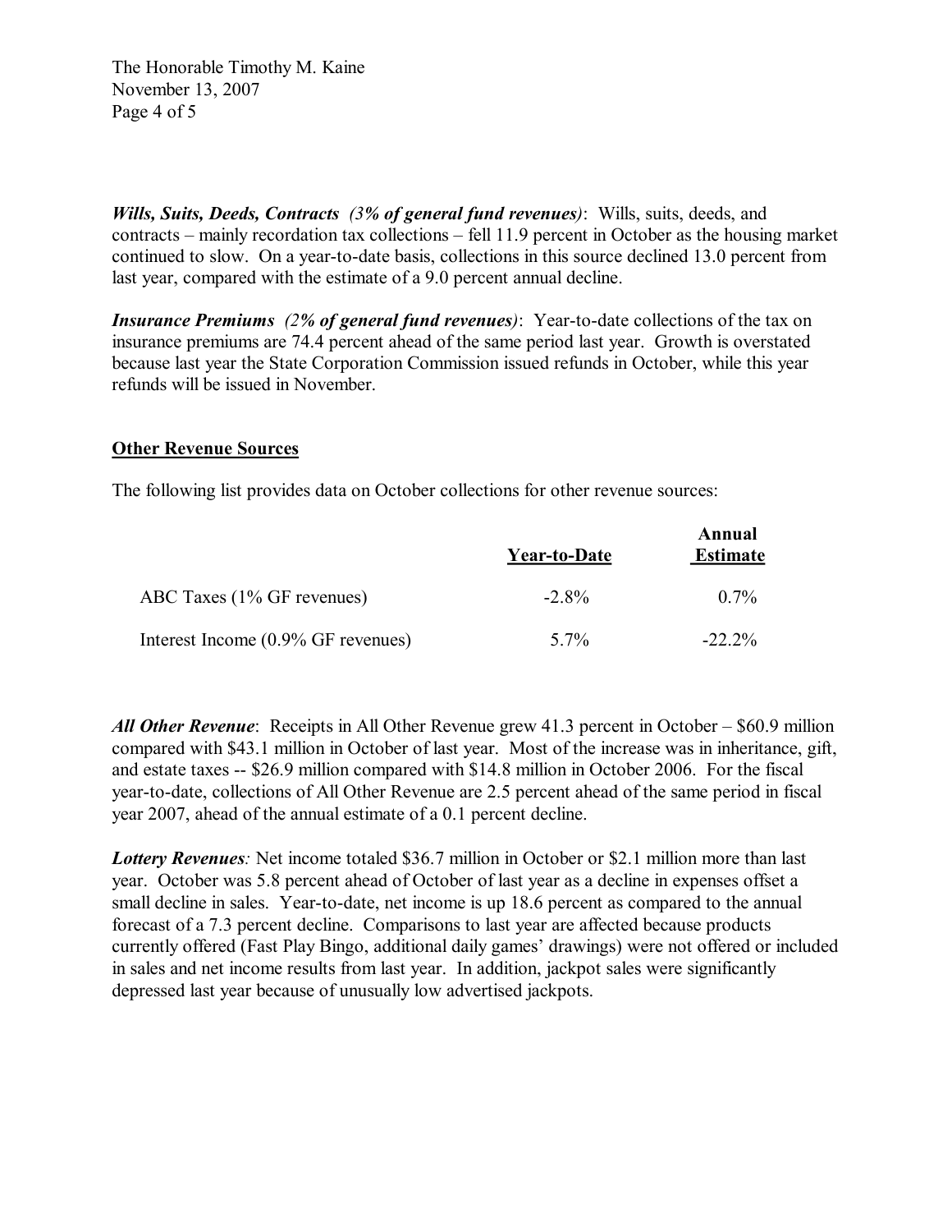***Wills, Suits, Deeds, Contracts** (3% of general fund revenues)*: Wills, suits, deeds, and contracts – mainly recordation tax collections – fell 11.9 percent in October as the housing market continued to slow. On a year-to-date basis, collections in this source declined 13.0 percent from last year, compared with the estimate of a 9.0 percent annual decline.

***Insurance Premiums** (2% of general fund revenues)*: Year-to-date collections of the tax on insurance premiums are 74.4 percent ahead of the same period last year. Growth is overstated because last year the State Corporation Commission issued refunds in October, while this year refunds will be issued in November.

## Other Revenue Sources

The following list provides data on October collections for other revenue sources:

| | Year-to-Date | Annual Estimate |
|---|---|---|
| ABC Taxes (1% GF revenues) | -2.8% | 0.7% |
| Interest Income (0.9% GF revenues) | 5.7% | -22.2% |

***All Other Revenue***: Receipts in All Other Revenue grew 41.3 percent in October – $60.9 million compared with $43.1 million in October of last year. Most of the increase was in inheritance, gift, and estate taxes -- $26.9 million compared with $14.8 million in October 2006. For the fiscal year-to-date, collections of All Other Revenue are 2.5 percent ahead of the same period in fiscal year 2007, ahead of the annual estimate of a 0.1 percent decline.

***Lottery Revenues**:* Net income totaled $36.7 million in October or $2.1 million more than last year. October was 5.8 percent ahead of October of last year as a decline in expenses offset a small decline in sales. Year-to-date, net income is up 18.6 percent as compared to the annual forecast of a 7.3 percent decline. Comparisons to last year are affected because products currently offered (Fast Play Bingo, additional daily games' drawings) were not offered or included in sales and net income results from last year. In addition, jackpot sales were significantly depressed last year because of unusually low advertised jackpots.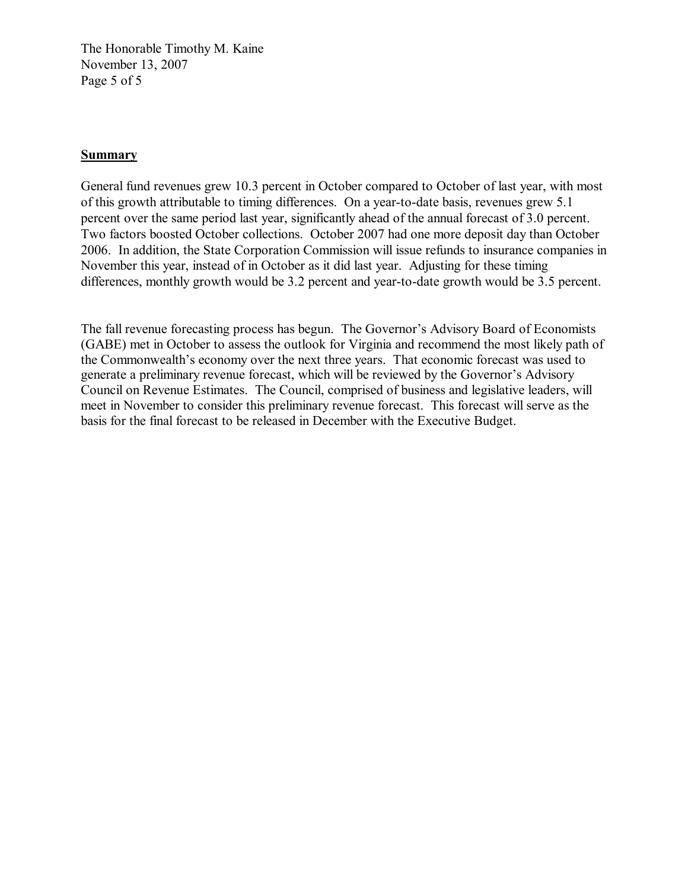## Summary

General fund revenues grew 10.3 percent in October compared to October of last year, with most of this growth attributable to timing differences. On a year-to-date basis, revenues grew 5.1 percent over the same period last year, significantly ahead of the annual forecast of 3.0 percent. Two factors boosted October collections. October 2007 had one more deposit day than October 2006. In addition, the State Corporation Commission will issue refunds to insurance companies in November this year, instead of in October as it did last year. Adjusting for these timing differences, monthly growth would be 3.2 percent and year-to-date growth would be 3.5 percent.

The fall revenue forecasting process has begun. The Governor's Advisory Board of Economists (GABE) met in October to assess the outlook for Virginia and recommend the most likely path of the Commonwealth's economy over the next three years. That economic forecast was used to generate a preliminary revenue forecast, which will be reviewed by the Governor's Advisory Council on Revenue Estimates. The Council, comprised of business and legislative leaders, will meet in November to consider this preliminary revenue forecast. This forecast will serve as the basis for the final forecast to be released in December with the Executive Budget.